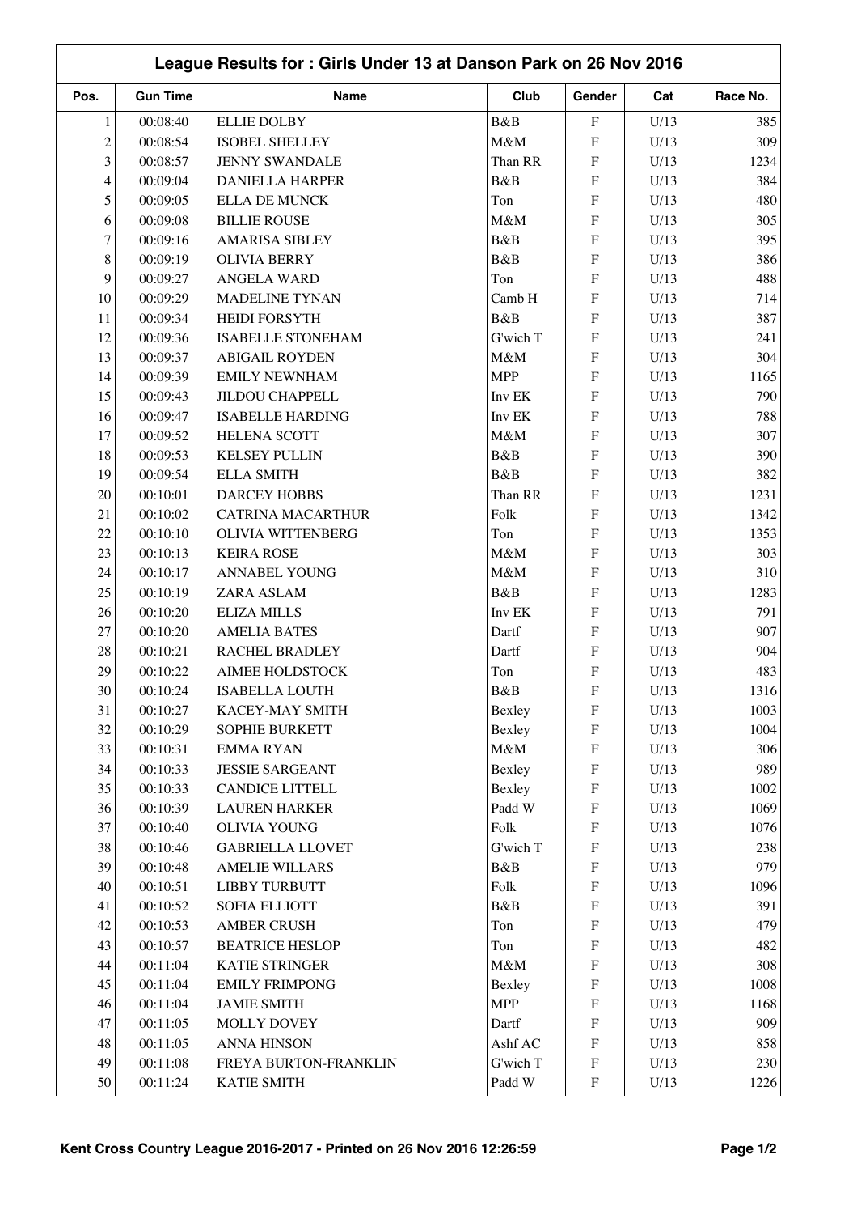# League Results for : Girls Under 13 at Danson Park on 26 Nov 2016

| Pos. | Gun Time | Name | Club | Gender | Cat | Race No. |
|---|---|---|---|---|---|---|
| 1 | 00:08:40 | ELLIE DOLBY | B&B | F | U/13 | 385 |
| 2 | 00:08:54 | ISOBEL SHELLEY | M&M | F | U/13 | 309 |
| 3 | 00:08:57 | JENNY SWANDALE | Than RR | F | U/13 | 1234 |
| 4 | 00:09:04 | DANIELLA HARPER | B&B | F | U/13 | 384 |
| 5 | 00:09:05 | ELLA DE MUNCK | Ton | F | U/13 | 480 |
| 6 | 00:09:08 | BILLIE ROUSE | M&M | F | U/13 | 305 |
| 7 | 00:09:16 | AMARISA SIBLEY | B&B | F | U/13 | 395 |
| 8 | 00:09:19 | OLIVIA BERRY | B&B | F | U/13 | 386 |
| 9 | 00:09:27 | ANGELA WARD | Ton | F | U/13 | 488 |
| 10 | 00:09:29 | MADELINE TYNAN | Camb H | F | U/13 | 714 |
| 11 | 00:09:34 | HEIDI FORSYTH | B&B | F | U/13 | 387 |
| 12 | 00:09:36 | ISABELLE STONEHAM | G'wich T | F | U/13 | 241 |
| 13 | 00:09:37 | ABIGAIL ROYDEN | M&M | F | U/13 | 304 |
| 14 | 00:09:39 | EMILY NEWNHAM | MPP | F | U/13 | 1165 |
| 15 | 00:09:43 | JILDOU CHAPPELL | Inv EK | F | U/13 | 790 |
| 16 | 00:09:47 | ISABELLE HARDING | Inv EK | F | U/13 | 788 |
| 17 | 00:09:52 | HELENA SCOTT | M&M | F | U/13 | 307 |
| 18 | 00:09:53 | KELSEY PULLIN | B&B | F | U/13 | 390 |
| 19 | 00:09:54 | ELLA SMITH | B&B | F | U/13 | 382 |
| 20 | 00:10:01 | DARCEY HOBBS | Than RR | F | U/13 | 1231 |
| 21 | 00:10:02 | CATRINA MACARTHUR | Folk | F | U/13 | 1342 |
| 22 | 00:10:10 | OLIVIA WITTENBERG | Ton | F | U/13 | 1353 |
| 23 | 00:10:13 | KEIRA ROSE | M&M | F | U/13 | 303 |
| 24 | 00:10:17 | ANNABEL YOUNG | M&M | F | U/13 | 310 |
| 25 | 00:10:19 | ZARA ASLAM | B&B | F | U/13 | 1283 |
| 26 | 00:10:20 | ELIZA MILLS | Inv EK | F | U/13 | 791 |
| 27 | 00:10:20 | AMELIA BATES | Dartf | F | U/13 | 907 |
| 28 | 00:10:21 | RACHEL BRADLEY | Dartf | F | U/13 | 904 |
| 29 | 00:10:22 | AIMEE HOLDSTOCK | Ton | F | U/13 | 483 |
| 30 | 00:10:24 | ISABELLA LOUTH | B&B | F | U/13 | 1316 |
| 31 | 00:10:27 | KACEY-MAY SMITH | Bexley | F | U/13 | 1003 |
| 32 | 00:10:29 | SOPHIE BURKETT | Bexley | F | U/13 | 1004 |
| 33 | 00:10:31 | EMMA RYAN | M&M | F | U/13 | 306 |
| 34 | 00:10:33 | JESSIE SARGEANT | Bexley | F | U/13 | 989 |
| 35 | 00:10:33 | CANDICE LITTELL | Bexley | F | U/13 | 1002 |
| 36 | 00:10:39 | LAUREN HARKER | Padd W | F | U/13 | 1069 |
| 37 | 00:10:40 | OLIVIA YOUNG | Folk | F | U/13 | 1076 |
| 38 | 00:10:46 | GABRIELLA LLOVET | G'wich T | F | U/13 | 238 |
| 39 | 00:10:48 | AMELIE WILLARS | B&B | F | U/13 | 979 |
| 40 | 00:10:51 | LIBBY TURBUTT | Folk | F | U/13 | 1096 |
| 41 | 00:10:52 | SOFIA ELLIOTT | B&B | F | U/13 | 391 |
| 42 | 00:10:53 | AMBER CRUSH | Ton | F | U/13 | 479 |
| 43 | 00:10:57 | BEATRICE HESLOP | Ton | F | U/13 | 482 |
| 44 | 00:11:04 | KATIE STRINGER | M&M | F | U/13 | 308 |
| 45 | 00:11:04 | EMILY FRIMPONG | Bexley | F | U/13 | 1008 |
| 46 | 00:11:04 | JAMIE SMITH | MPP | F | U/13 | 1168 |
| 47 | 00:11:05 | MOLLY DOVEY | Dartf | F | U/13 | 909 |
| 48 | 00:11:05 | ANNA HINSON | Ashf AC | F | U/13 | 858 |
| 49 | 00:11:08 | FREYA BURTON-FRANKLIN | G'wich T | F | U/13 | 230 |
| 50 | 00:11:24 | KATIE SMITH | Padd W | F | U/13 | 1226 |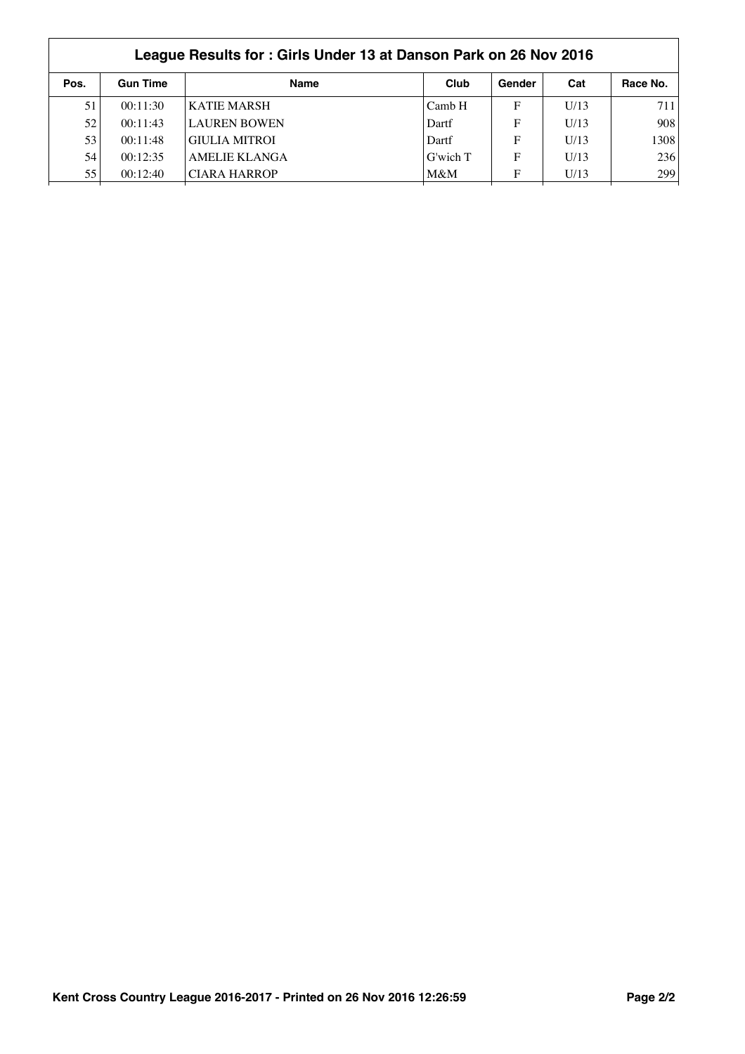## League Results for : Girls Under 13 at Danson Park on 26 Nov 2016

| Pos. | Gun Time | Name | Club | Gender | Cat | Race No. |
|---|---|---|---|---|---|---|
| 51 | 00:11:30 | KATIE MARSH | Camb H | F | U/13 | 711 |
| 52 | 00:11:43 | LAUREN BOWEN | Dartf | F | U/13 | 908 |
| 53 | 00:11:48 | GIULIA MITROI | Dartf | F | U/13 | 1308 |
| 54 | 00:12:35 | AMELIE KLANGA | G'wich T | F | U/13 | 236 |
| 55 | 00:12:40 | CIARA HARROP | M&M | F | U/13 | 299 |

Kent Cross Country League 2016-2017 - Printed on 26 Nov 2016 12:26:59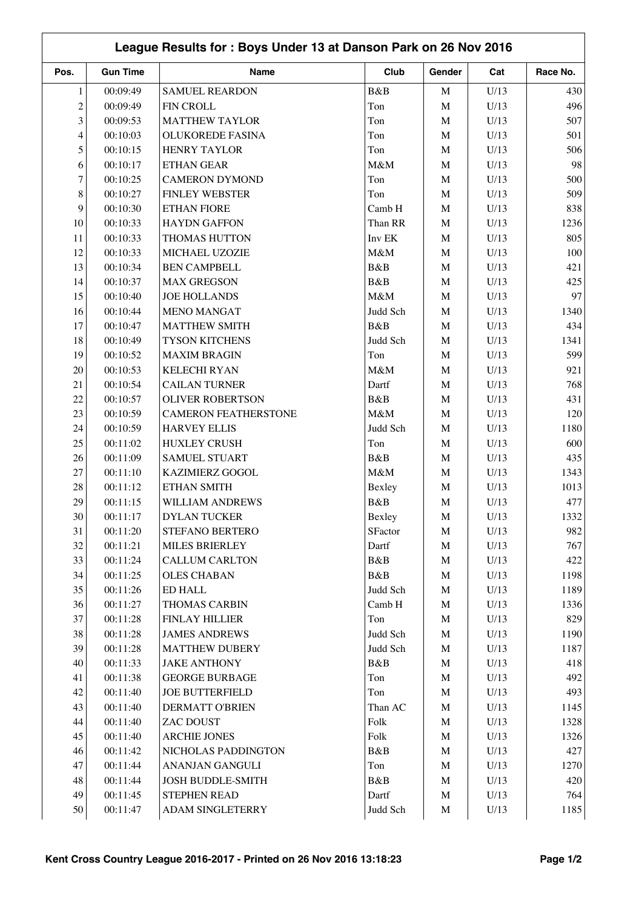## League Results for : Boys Under 13 at Danson Park on 26 Nov 2016

| Pos. | Gun Time | Name | Club | Gender | Cat | Race No. |
|---|---|---|---|---|---|---|
| 1 | 00:09:49 | SAMUEL REARDON | B&B | M | U/13 | 430 |
| 2 | 00:09:49 | FIN CROLL | Ton | M | U/13 | 496 |
| 3 | 00:09:53 | MATTHEW TAYLOR | Ton | M | U/13 | 507 |
| 4 | 00:10:03 | OLUKOREDE FASINA | Ton | M | U/13 | 501 |
| 5 | 00:10:15 | HENRY TAYLOR | Ton | M | U/13 | 506 |
| 6 | 00:10:17 | ETHAN GEAR | M&M | M | U/13 | 98 |
| 7 | 00:10:25 | CAMERON DYMOND | Ton | M | U/13 | 500 |
| 8 | 00:10:27 | FINLEY WEBSTER | Ton | M | U/13 | 509 |
| 9 | 00:10:30 | ETHAN FIORE | Camb H | M | U/13 | 838 |
| 10 | 00:10:33 | HAYDN GAFFON | Than RR | M | U/13 | 1236 |
| 11 | 00:10:33 | THOMAS HUTTON | Inv EK | M | U/13 | 805 |
| 12 | 00:10:33 | MICHAEL UZOZIE | M&M | M | U/13 | 100 |
| 13 | 00:10:34 | BEN CAMPBELL | B&B | M | U/13 | 421 |
| 14 | 00:10:37 | MAX GREGSON | B&B | M | U/13 | 425 |
| 15 | 00:10:40 | JOE HOLLANDS | M&M | M | U/13 | 97 |
| 16 | 00:10:44 | MENO MANGAT | Judd Sch | M | U/13 | 1340 |
| 17 | 00:10:47 | MATTHEW SMITH | B&B | M | U/13 | 434 |
| 18 | 00:10:49 | TYSON KITCHENS | Judd Sch | M | U/13 | 1341 |
| 19 | 00:10:52 | MAXIM BRAGIN | Ton | M | U/13 | 599 |
| 20 | 00:10:53 | KELECHI RYAN | M&M | M | U/13 | 921 |
| 21 | 00:10:54 | CAILAN TURNER | Dartf | M | U/13 | 768 |
| 22 | 00:10:57 | OLIVER ROBERTSON | B&B | M | U/13 | 431 |
| 23 | 00:10:59 | CAMERON FEATHERSTONE | M&M | M | U/13 | 120 |
| 24 | 00:10:59 | HARVEY ELLIS | Judd Sch | M | U/13 | 1180 |
| 25 | 00:11:02 | HUXLEY CRUSH | Ton | M | U/13 | 600 |
| 26 | 00:11:09 | SAMUEL STUART | B&B | M | U/13 | 435 |
| 27 | 00:11:10 | KAZIMIERZ GOGOL | M&M | M | U/13 | 1343 |
| 28 | 00:11:12 | ETHAN SMITH | Bexley | M | U/13 | 1013 |
| 29 | 00:11:15 | WILLIAM ANDREWS | B&B | M | U/13 | 477 |
| 30 | 00:11:17 | DYLAN TUCKER | Bexley | M | U/13 | 1332 |
| 31 | 00:11:20 | STEFANO BERTERO | SFactor | M | U/13 | 982 |
| 32 | 00:11:21 | MILES BRIERLEY | Dartf | M | U/13 | 767 |
| 33 | 00:11:24 | CALLUM CARLTON | B&B | M | U/13 | 422 |
| 34 | 00:11:25 | OLES CHABAN | B&B | M | U/13 | 1198 |
| 35 | 00:11:26 | ED HALL | Judd Sch | M | U/13 | 1189 |
| 36 | 00:11:27 | THOMAS CARBIN | Camb H | M | U/13 | 1336 |
| 37 | 00:11:28 | FINLAY HILLIER | Ton | M | U/13 | 829 |
| 38 | 00:11:28 | JAMES ANDREWS | Judd Sch | M | U/13 | 1190 |
| 39 | 00:11:28 | MATTHEW DUBERY | Judd Sch | M | U/13 | 1187 |
| 40 | 00:11:33 | JAKE ANTHONY | B&B | M | U/13 | 418 |
| 41 | 00:11:38 | GEORGE BURBAGE | Ton | M | U/13 | 492 |
| 42 | 00:11:40 | JOE BUTTERFIELD | Ton | M | U/13 | 493 |
| 43 | 00:11:40 | DERMATT O'BRIEN | Than AC | M | U/13 | 1145 |
| 44 | 00:11:40 | ZAC DOUST | Folk | M | U/13 | 1328 |
| 45 | 00:11:40 | ARCHIE JONES | Folk | M | U/13 | 1326 |
| 46 | 00:11:42 | NICHOLAS PADDINGTON | B&B | M | U/13 | 427 |
| 47 | 00:11:44 | ANANJAN GANGULI | Ton | M | U/13 | 1270 |
| 48 | 00:11:44 | JOSH BUDDLE-SMITH | B&B | M | U/13 | 420 |
| 49 | 00:11:45 | STEPHEN READ | Dartf | M | U/13 | 764 |
| 50 | 00:11:47 | ADAM SINGLETERRY | Judd Sch | M | U/13 | 1185 |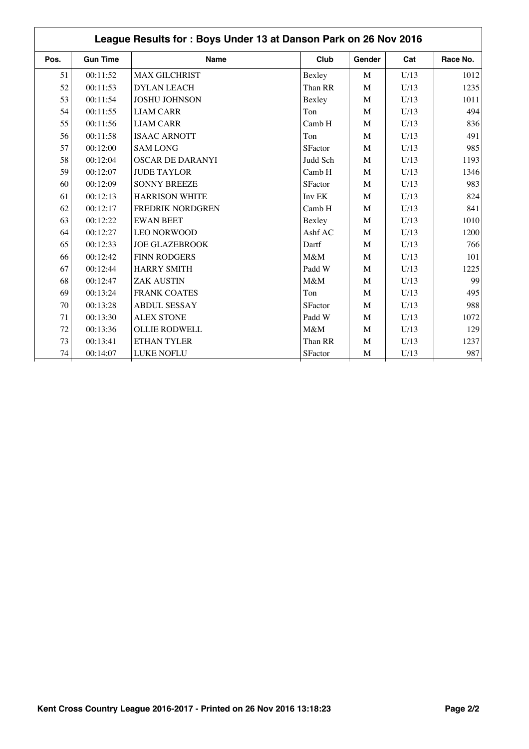## League Results for : Boys Under 13 at Danson Park on 26 Nov 2016

| Pos. | Gun Time | Name | Club | Gender | Cat | Race No. |
|---|---|---|---|---|---|---|
| 51 | 00:11:52 | MAX GILCHRIST | Bexley | M | U/13 | 1012 |
| 52 | 00:11:53 | DYLAN LEACH | Than RR | M | U/13 | 1235 |
| 53 | 00:11:54 | JOSHU JOHNSON | Bexley | M | U/13 | 1011 |
| 54 | 00:11:55 | LIAM CARR | Ton | M | U/13 | 494 |
| 55 | 00:11:56 | LIAM CARR | Camb H | M | U/13 | 836 |
| 56 | 00:11:58 | ISAAC ARNOTT | Ton | M | U/13 | 491 |
| 57 | 00:12:00 | SAM LONG | SFactor | M | U/13 | 985 |
| 58 | 00:12:04 | OSCAR DE DARANYI | Judd Sch | M | U/13 | 1193 |
| 59 | 00:12:07 | JUDE TAYLOR | Camb H | M | U/13 | 1346 |
| 60 | 00:12:09 | SONNY BREEZE | SFactor | M | U/13 | 983 |
| 61 | 00:12:13 | HARRISON WHITE | Inv EK | M | U/13 | 824 |
| 62 | 00:12:17 | FREDRIK NORDGREN | Camb H | M | U/13 | 841 |
| 63 | 00:12:22 | EWAN BEET | Bexley | M | U/13 | 1010 |
| 64 | 00:12:27 | LEO NORWOOD | Ashf AC | M | U/13 | 1200 |
| 65 | 00:12:33 | JOE GLAZEBROOK | Dartf | M | U/13 | 766 |
| 66 | 00:12:42 | FINN RODGERS | M&M | M | U/13 | 101 |
| 67 | 00:12:44 | HARRY SMITH | Padd W | M | U/13 | 1225 |
| 68 | 00:12:47 | ZAK AUSTIN | M&M | M | U/13 | 99 |
| 69 | 00:13:24 | FRANK COATES | Ton | M | U/13 | 495 |
| 70 | 00:13:28 | ABDUL SESSAY | SFactor | M | U/13 | 988 |
| 71 | 00:13:30 | ALEX STONE | Padd W | M | U/13 | 1072 |
| 72 | 00:13:36 | OLLIE RODWELL | M&M | M | U/13 | 129 |
| 73 | 00:13:41 | ETHAN TYLER | Than RR | M | U/13 | 1237 |
| 74 | 00:14:07 | LUKE NOFLU | SFactor | M | U/13 | 987 |

Kent Cross Country League 2016-2017 - Printed on 26 Nov 2016 13:18:23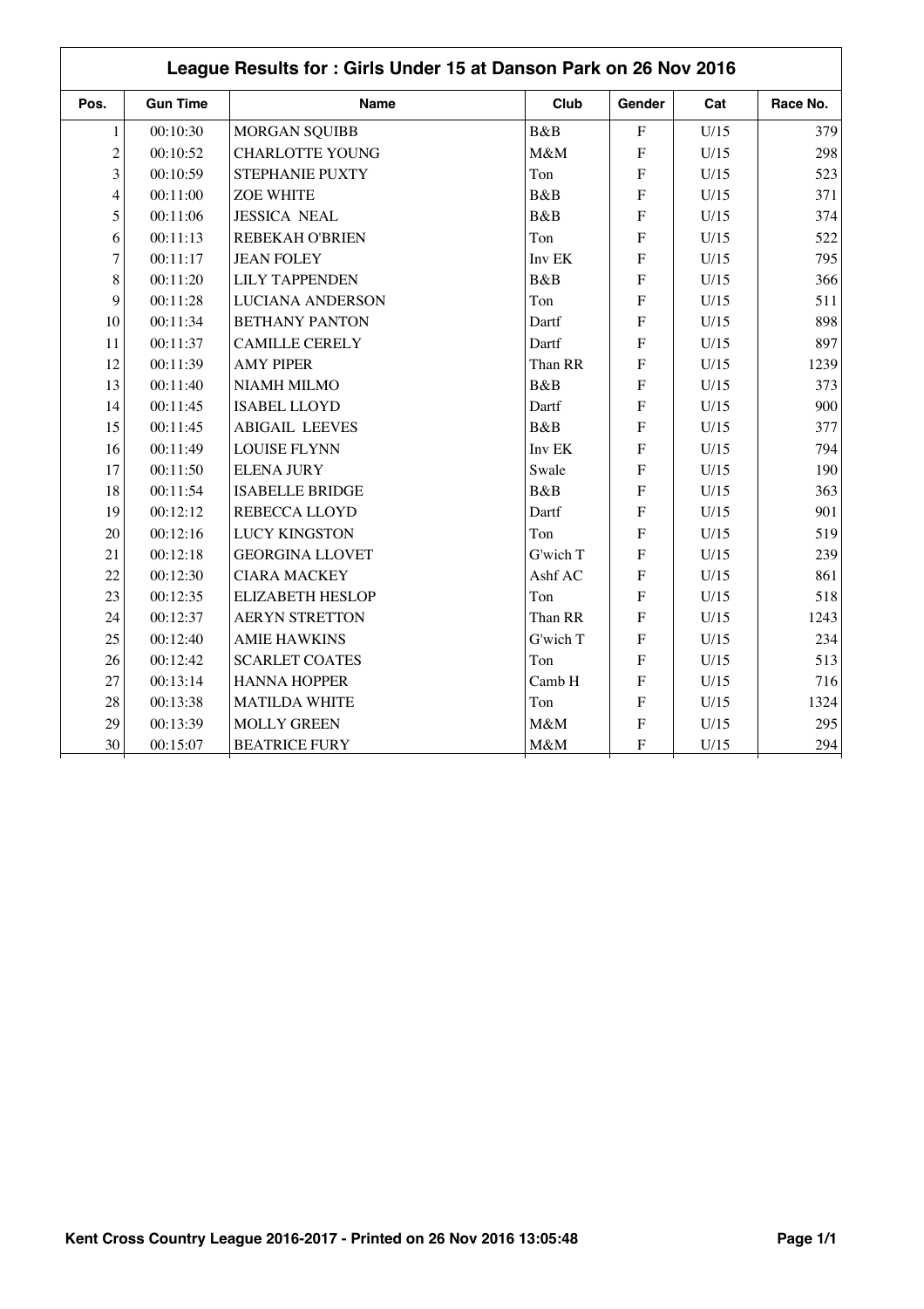## League Results for : Girls Under 15 at Danson Park on 26 Nov 2016

| Pos. | Gun Time | Name | Club | Gender | Cat | Race No. |
|---|---|---|---|---|---|---|
| 1 | 00:10:30 | MORGAN SQUIBB | B&B | F | U/15 | 379 |
| 2 | 00:10:52 | CHARLOTTE YOUNG | M&M | F | U/15 | 298 |
| 3 | 00:10:59 | STEPHANIE PUXTY | Ton | F | U/15 | 523 |
| 4 | 00:11:00 | ZOE WHITE | B&B | F | U/15 | 371 |
| 5 | 00:11:06 | JESSICA NEAL | B&B | F | U/15 | 374 |
| 6 | 00:11:13 | REBEKAH O'BRIEN | Ton | F | U/15 | 522 |
| 7 | 00:11:17 | JEAN FOLEY | Inv EK | F | U/15 | 795 |
| 8 | 00:11:20 | LILY TAPPENDEN | B&B | F | U/15 | 366 |
| 9 | 00:11:28 | LUCIANA ANDERSON | Ton | F | U/15 | 511 |
| 10 | 00:11:34 | BETHANY PANTON | Dartf | F | U/15 | 898 |
| 11 | 00:11:37 | CAMILLE CERELY | Dartf | F | U/15 | 897 |
| 12 | 00:11:39 | AMY PIPER | Than RR | F | U/15 | 1239 |
| 13 | 00:11:40 | NIAMH MILMO | B&B | F | U/15 | 373 |
| 14 | 00:11:45 | ISABEL LLOYD | Dartf | F | U/15 | 900 |
| 15 | 00:11:45 | ABIGAIL LEEVES | B&B | F | U/15 | 377 |
| 16 | 00:11:49 | LOUISE FLYNN | Inv EK | F | U/15 | 794 |
| 17 | 00:11:50 | ELENA JURY | Swale | F | U/15 | 190 |
| 18 | 00:11:54 | ISABELLE BRIDGE | B&B | F | U/15 | 363 |
| 19 | 00:12:12 | REBECCA LLOYD | Dartf | F | U/15 | 901 |
| 20 | 00:12:16 | LUCY KINGSTON | Ton | F | U/15 | 519 |
| 21 | 00:12:18 | GEORGINA LLOVET | G'wich T | F | U/15 | 239 |
| 22 | 00:12:30 | CIARA MACKEY | Ashf AC | F | U/15 | 861 |
| 23 | 00:12:35 | ELIZABETH HESLOP | Ton | F | U/15 | 518 |
| 24 | 00:12:37 | AERYN STRETTON | Than RR | F | U/15 | 1243 |
| 25 | 00:12:40 | AMIE HAWKINS | G'wich T | F | U/15 | 234 |
| 26 | 00:12:42 | SCARLET COATES | Ton | F | U/15 | 513 |
| 27 | 00:13:14 | HANNA HOPPER | Camb H | F | U/15 | 716 |
| 28 | 00:13:38 | MATILDA WHITE | Ton | F | U/15 | 1324 |
| 29 | 00:13:39 | MOLLY GREEN | M&M | F | U/15 | 295 |
| 30 | 00:15:07 | BEATRICE FURY | M&M | F | U/15 | 294 |

Kent Cross Country League 2016-2017 - Printed on 26 Nov 2016 13:05:48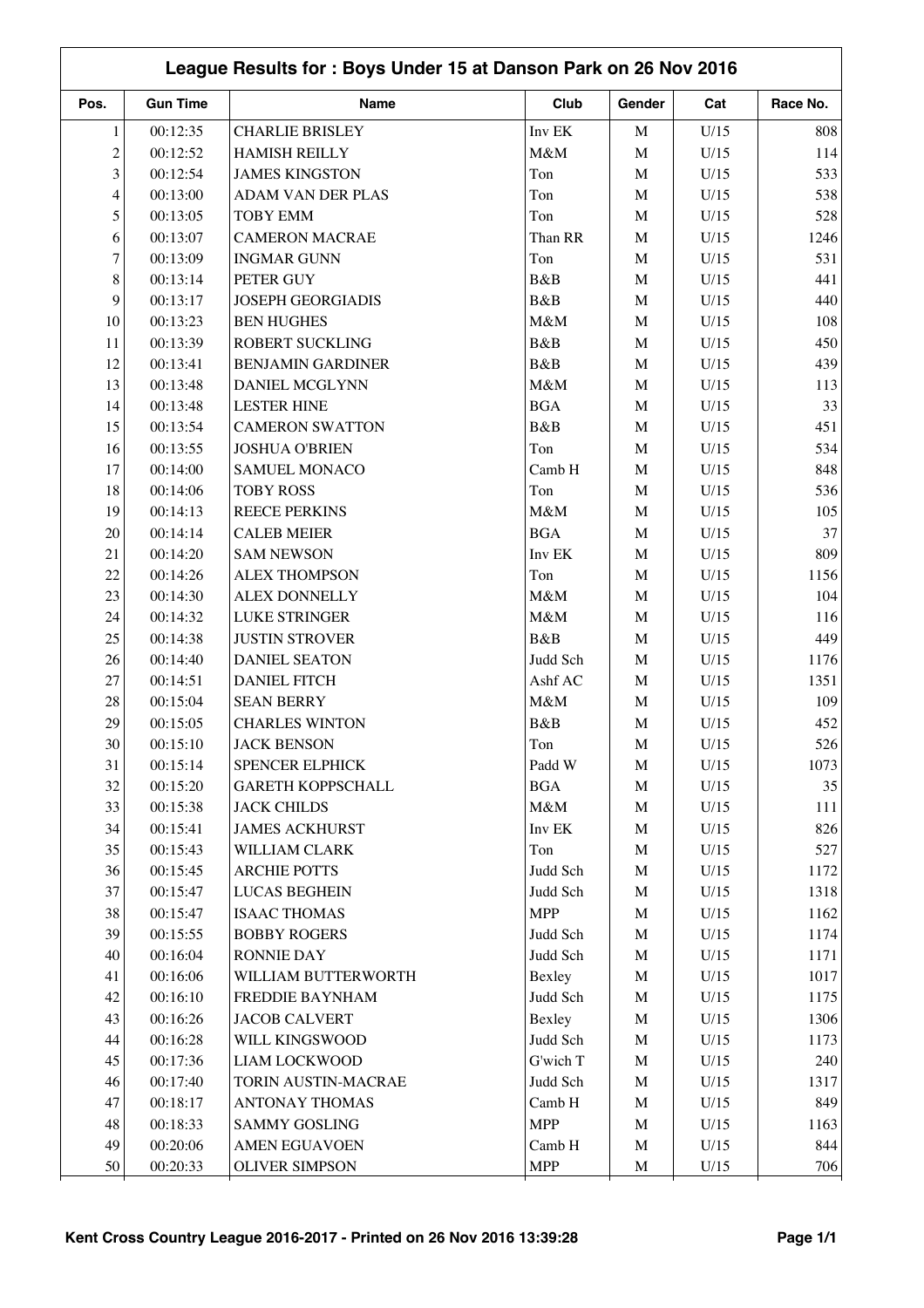## League Results for : Boys Under 15 at Danson Park on 26 Nov 2016

| Pos. | Gun Time | Name | Club | Gender | Cat | Race No. |
|---|---|---|---|---|---|---|
| 1 | 00:12:35 | CHARLIE BRISLEY | Inv EK | M | U/15 | 808 |
| 2 | 00:12:52 | HAMISH REILLY | M&M | M | U/15 | 114 |
| 3 | 00:12:54 | JAMES KINGSTON | Ton | M | U/15 | 533 |
| 4 | 00:13:00 | ADAM VAN DER PLAS | Ton | M | U/15 | 538 |
| 5 | 00:13:05 | TOBY EMM | Ton | M | U/15 | 528 |
| 6 | 00:13:07 | CAMERON MACRAE | Than RR | M | U/15 | 1246 |
| 7 | 00:13:09 | INGMAR GUNN | Ton | M | U/15 | 531 |
| 8 | 00:13:14 | PETER GUY | B&B | M | U/15 | 441 |
| 9 | 00:13:17 | JOSEPH GEORGIADIS | B&B | M | U/15 | 440 |
| 10 | 00:13:23 | BEN HUGHES | M&M | M | U/15 | 108 |
| 11 | 00:13:39 | ROBERT SUCKLING | B&B | M | U/15 | 450 |
| 12 | 00:13:41 | BENJAMIN GARDINER | B&B | M | U/15 | 439 |
| 13 | 00:13:48 | DANIEL MCGLYNN | M&M | M | U/15 | 113 |
| 14 | 00:13:48 | LESTER HINE | BGA | M | U/15 | 33 |
| 15 | 00:13:54 | CAMERON SWATTON | B&B | M | U/15 | 451 |
| 16 | 00:13:55 | JOSHUA O'BRIEN | Ton | M | U/15 | 534 |
| 17 | 00:14:00 | SAMUEL MONACO | Camb H | M | U/15 | 848 |
| 18 | 00:14:06 | TOBY ROSS | Ton | M | U/15 | 536 |
| 19 | 00:14:13 | REECE PERKINS | M&M | M | U/15 | 105 |
| 20 | 00:14:14 | CALEB MEIER | BGA | M | U/15 | 37 |
| 21 | 00:14:20 | SAM NEWSON | Inv EK | M | U/15 | 809 |
| 22 | 00:14:26 | ALEX THOMPSON | Ton | M | U/15 | 1156 |
| 23 | 00:14:30 | ALEX DONNELLY | M&M | M | U/15 | 104 |
| 24 | 00:14:32 | LUKE STRINGER | M&M | M | U/15 | 116 |
| 25 | 00:14:38 | JUSTIN STROVER | B&B | M | U/15 | 449 |
| 26 | 00:14:40 | DANIEL SEATON | Judd Sch | M | U/15 | 1176 |
| 27 | 00:14:51 | DANIEL FITCH | Ashf AC | M | U/15 | 1351 |
| 28 | 00:15:04 | SEAN BERRY | M&M | M | U/15 | 109 |
| 29 | 00:15:05 | CHARLES WINTON | B&B | M | U/15 | 452 |
| 30 | 00:15:10 | JACK BENSON | Ton | M | U/15 | 526 |
| 31 | 00:15:14 | SPENCER ELPHICK | Padd W | M | U/15 | 1073 |
| 32 | 00:15:20 | GARETH KOPPSCHALL | BGA | M | U/15 | 35 |
| 33 | 00:15:38 | JACK CHILDS | M&M | M | U/15 | 111 |
| 34 | 00:15:41 | JAMES ACKHURST | Inv EK | M | U/15 | 826 |
| 35 | 00:15:43 | WILLIAM CLARK | Ton | M | U/15 | 527 |
| 36 | 00:15:45 | ARCHIE POTTS | Judd Sch | M | U/15 | 1172 |
| 37 | 00:15:47 | LUCAS BEGHEIN | Judd Sch | M | U/15 | 1318 |
| 38 | 00:15:47 | ISAAC THOMAS | MPP | M | U/15 | 1162 |
| 39 | 00:15:55 | BOBBY ROGERS | Judd Sch | M | U/15 | 1174 |
| 40 | 00:16:04 | RONNIE DAY | Judd Sch | M | U/15 | 1171 |
| 41 | 00:16:06 | WILLIAM BUTTERWORTH | Bexley | M | U/15 | 1017 |
| 42 | 00:16:10 | FREDDIE BAYNHAM | Judd Sch | M | U/15 | 1175 |
| 43 | 00:16:26 | JACOB CALVERT | Bexley | M | U/15 | 1306 |
| 44 | 00:16:28 | WILL KINGSWOOD | Judd Sch | M | U/15 | 1173 |
| 45 | 00:17:36 | LIAM LOCKWOOD | G'wich T | M | U/15 | 240 |
| 46 | 00:17:40 | TORIN AUSTIN-MACRAE | Judd Sch | M | U/15 | 1317 |
| 47 | 00:18:17 | ANTONAY THOMAS | Camb H | M | U/15 | 849 |
| 48 | 00:18:33 | SAMMY GOSLING | MPP | M | U/15 | 1163 |
| 49 | 00:20:06 | AMEN EGUAVOEN | Camb H | M | U/15 | 844 |
| 50 | 00:20:33 | OLIVER SIMPSON | MPP | M | U/15 | 706 |

Kent Cross Country League 2016-2017 - Printed on 26 Nov 2016 13:39:28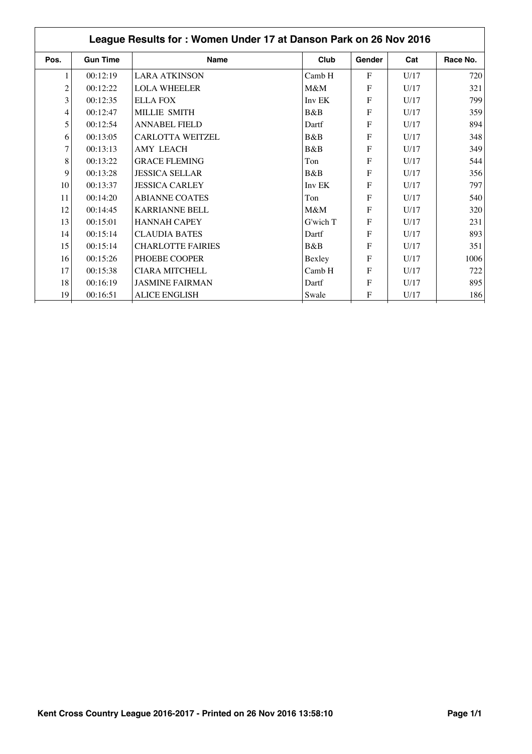## League Results for : Women Under 17 at Danson Park on 26 Nov 2016

| Pos. | Gun Time | Name | Club | Gender | Cat | Race No. |
|---|---|---|---|---|---|---|
| 1 | 00:12:19 | LARA ATKINSON | Camb H | F | U/17 | 720 |
| 2 | 00:12:22 | LOLA WHEELER | M&M | F | U/17 | 321 |
| 3 | 00:12:35 | ELLA FOX | Inv EK | F | U/17 | 799 |
| 4 | 00:12:47 | MILLIE SMITH | B&B | F | U/17 | 359 |
| 5 | 00:12:54 | ANNABEL FIELD | Dartf | F | U/17 | 894 |
| 6 | 00:13:05 | CARLOTTA WEITZEL | B&B | F | U/17 | 348 |
| 7 | 00:13:13 | AMY LEACH | B&B | F | U/17 | 349 |
| 8 | 00:13:22 | GRACE FLEMING | Ton | F | U/17 | 544 |
| 9 | 00:13:28 | JESSICA SELLAR | B&B | F | U/17 | 356 |
| 10 | 00:13:37 | JESSICA CARLEY | Inv EK | F | U/17 | 797 |
| 11 | 00:14:20 | ABIANNE COATES | Ton | F | U/17 | 540 |
| 12 | 00:14:45 | KARRIANNE BELL | M&M | F | U/17 | 320 |
| 13 | 00:15:01 | HANNAH CAPEY | G'wich T | F | U/17 | 231 |
| 14 | 00:15:14 | CLAUDIA BATES | Dartf | F | U/17 | 893 |
| 15 | 00:15:14 | CHARLOTTE FAIRIES | B&B | F | U/17 | 351 |
| 16 | 00:15:26 | PHOEBE COOPER | Bexley | F | U/17 | 1006 |
| 17 | 00:15:38 | CIARA MITCHELL | Camb H | F | U/17 | 722 |
| 18 | 00:16:19 | JASMINE FAIRMAN | Dartf | F | U/17 | 895 |
| 19 | 00:16:51 | ALICE ENGLISH | Swale | F | U/17 | 186 |

Kent Cross Country League 2016-2017 - Printed on 26 Nov 2016 13:58:10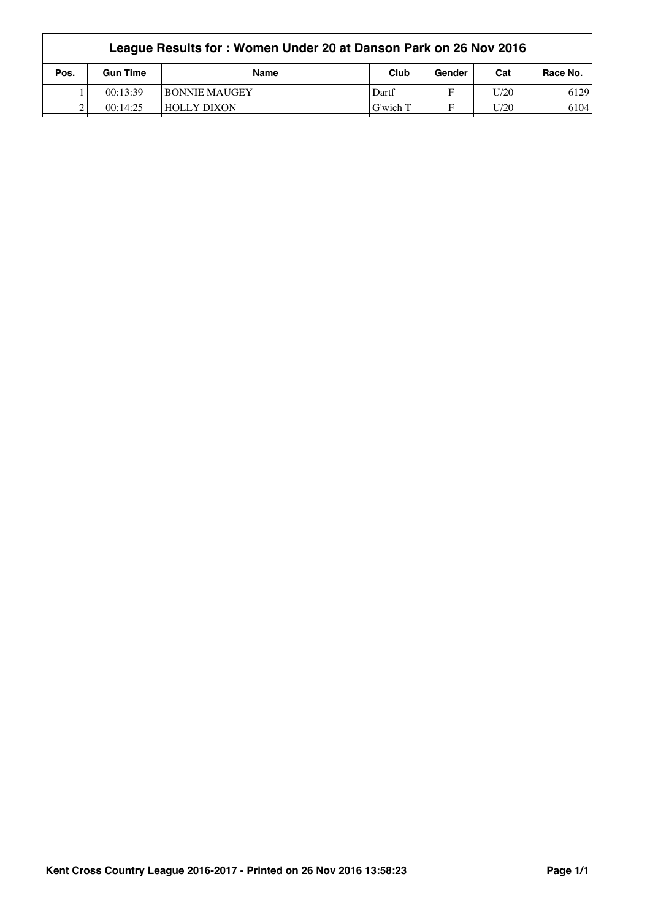| League Results for : Women Under 20 at Danson Park on 26 Nov 2016 | | | | | | |
|---|---|---|---|---|---|---|
| Pos. | Gun Time | Name | Club | Gender | Cat | Race No. |
| 1 | 00:13:39 | BONNIE MAUGEY | Dartf | F | U/20 | 6129 |
| 2 | 00:14:25 | HOLLY DIXON | G'wich T | F | U/20 | 6104 |

Kent Cross Country League 2016-2017 - Printed on 26 Nov 2016 13:58:23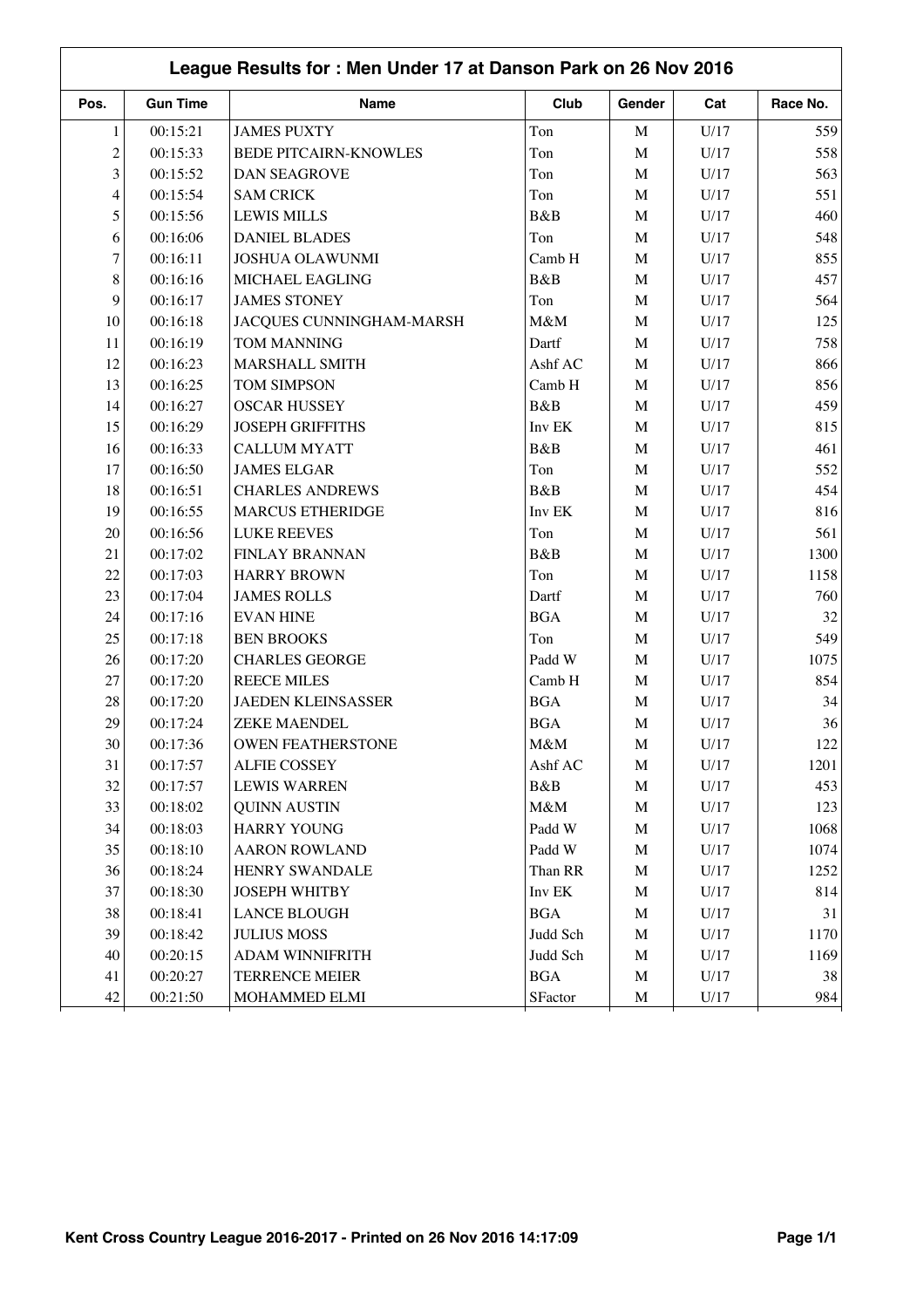# League Results for : Men Under 17 at Danson Park on 26 Nov 2016

| Pos. | Gun Time | Name | Club | Gender | Cat | Race No. |
|---|---|---|---|---|---|---|
| 1 | 00:15:21 | JAMES PUXTY | Ton | M | U/17 | 559 |
| 2 | 00:15:33 | BEDE PITCAIRN-KNOWLES | Ton | M | U/17 | 558 |
| 3 | 00:15:52 | DAN SEAGROVE | Ton | M | U/17 | 563 |
| 4 | 00:15:54 | SAM CRICK | Ton | M | U/17 | 551 |
| 5 | 00:15:56 | LEWIS MILLS | B&B | M | U/17 | 460 |
| 6 | 00:16:06 | DANIEL BLADES | Ton | M | U/17 | 548 |
| 7 | 00:16:11 | JOSHUA OLAWUNMI | Camb H | M | U/17 | 855 |
| 8 | 00:16:16 | MICHAEL EAGLING | B&B | M | U/17 | 457 |
| 9 | 00:16:17 | JAMES STONEY | Ton | M | U/17 | 564 |
| 10 | 00:16:18 | JACQUES CUNNINGHAM-MARSH | M&M | M | U/17 | 125 |
| 11 | 00:16:19 | TOM MANNING | Dartf | M | U/17 | 758 |
| 12 | 00:16:23 | MARSHALL SMITH | Ashf AC | M | U/17 | 866 |
| 13 | 00:16:25 | TOM SIMPSON | Camb H | M | U/17 | 856 |
| 14 | 00:16:27 | OSCAR HUSSEY | B&B | M | U/17 | 459 |
| 15 | 00:16:29 | JOSEPH GRIFFITHS | Inv EK | M | U/17 | 815 |
| 16 | 00:16:33 | CALLUM MYATT | B&B | M | U/17 | 461 |
| 17 | 00:16:50 | JAMES ELGAR | Ton | M | U/17 | 552 |
| 18 | 00:16:51 | CHARLES ANDREWS | B&B | M | U/17 | 454 |
| 19 | 00:16:55 | MARCUS ETHERIDGE | Inv EK | M | U/17 | 816 |
| 20 | 00:16:56 | LUKE REEVES | Ton | M | U/17 | 561 |
| 21 | 00:17:02 | FINLAY BRANNAN | B&B | M | U/17 | 1300 |
| 22 | 00:17:03 | HARRY BROWN | Ton | M | U/17 | 1158 |
| 23 | 00:17:04 | JAMES ROLLS | Dartf | M | U/17 | 760 |
| 24 | 00:17:16 | EVAN HINE | BGA | M | U/17 | 32 |
| 25 | 00:17:18 | BEN BROOKS | Ton | M | U/17 | 549 |
| 26 | 00:17:20 | CHARLES GEORGE | Padd W | M | U/17 | 1075 |
| 27 | 00:17:20 | REECE MILES | Camb H | M | U/17 | 854 |
| 28 | 00:17:20 | JAEDEN KLEINSASSER | BGA | M | U/17 | 34 |
| 29 | 00:17:24 | ZEKE MAENDEL | BGA | M | U/17 | 36 |
| 30 | 00:17:36 | OWEN FEATHERSTONE | M&M | M | U/17 | 122 |
| 31 | 00:17:57 | ALFIE COSSEY | Ashf AC | M | U/17 | 1201 |
| 32 | 00:17:57 | LEWIS WARREN | B&B | M | U/17 | 453 |
| 33 | 00:18:02 | QUINN AUSTIN | M&M | M | U/17 | 123 |
| 34 | 00:18:03 | HARRY YOUNG | Padd W | M | U/17 | 1068 |
| 35 | 00:18:10 | AARON ROWLAND | Padd W | M | U/17 | 1074 |
| 36 | 00:18:24 | HENRY SWANDALE | Than RR | M | U/17 | 1252 |
| 37 | 00:18:30 | JOSEPH WHITBY | Inv EK | M | U/17 | 814 |
| 38 | 00:18:41 | LANCE BLOUGH | BGA | M | U/17 | 31 |
| 39 | 00:18:42 | JULIUS MOSS | Judd Sch | M | U/17 | 1170 |
| 40 | 00:20:15 | ADAM WINNIFRITH | Judd Sch | M | U/17 | 1169 |
| 41 | 00:20:27 | TERRENCE MEIER | BGA | M | U/17 | 38 |
| 42 | 00:21:50 | MOHAMMED ELMI | SFactor | M | U/17 | 984 |

Kent Cross Country League 2016-2017 - Printed on 26 Nov 2016 14:17:09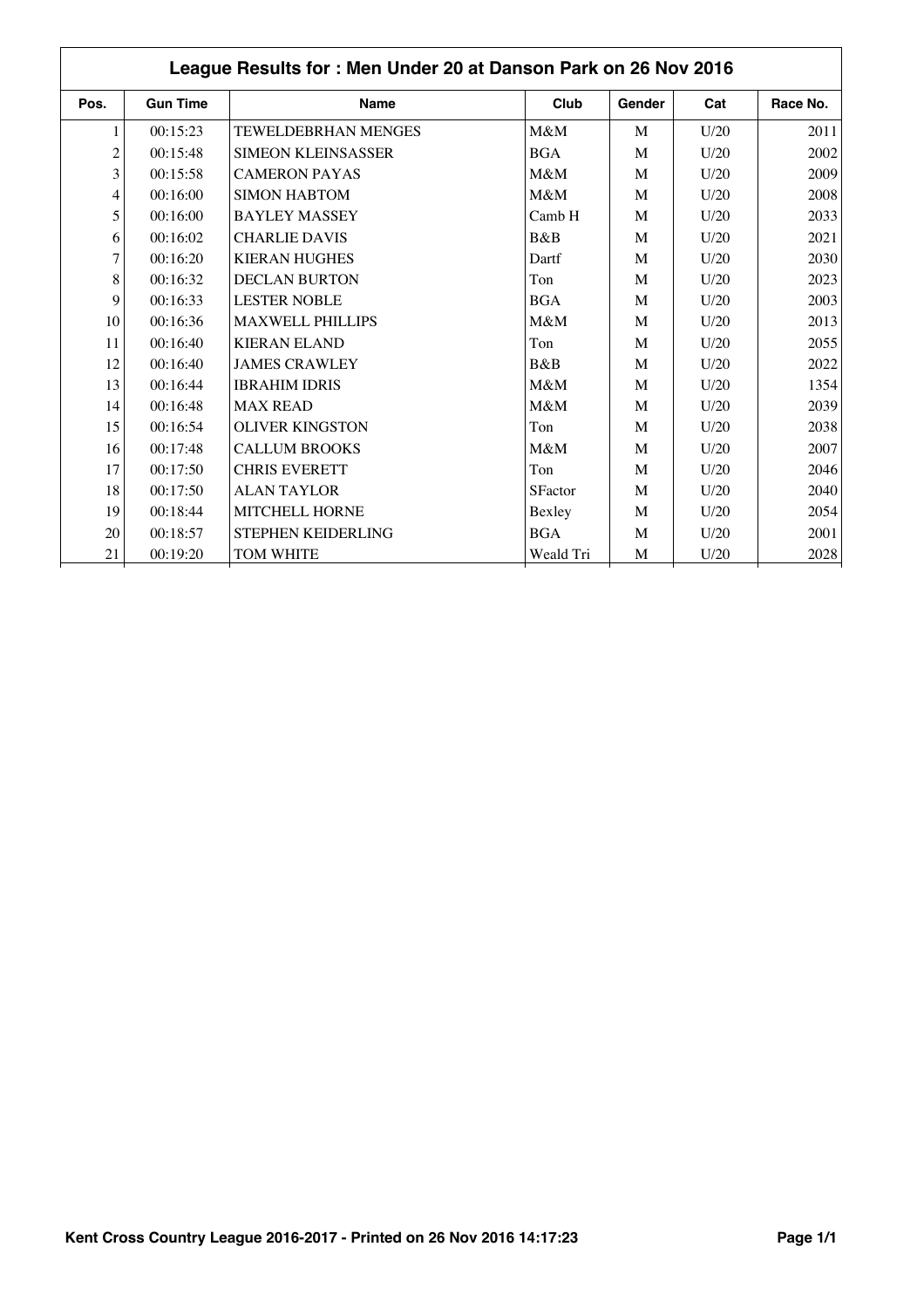## League Results for : Men Under 20 at Danson Park on 26 Nov 2016

| Pos. | Gun Time | Name | Club | Gender | Cat | Race No. |
|---|---|---|---|---|---|---|
| 1 | 00:15:23 | TEWELDEBRHAN MENGES | M&M | M | U/20 | 2011 |
| 2 | 00:15:48 | SIMEON KLEINSASSER | BGA | M | U/20 | 2002 |
| 3 | 00:15:58 | CAMERON PAYAS | M&M | M | U/20 | 2009 |
| 4 | 00:16:00 | SIMON HABTOM | M&M | M | U/20 | 2008 |
| 5 | 00:16:00 | BAYLEY MASSEY | Camb H | M | U/20 | 2033 |
| 6 | 00:16:02 | CHARLIE DAVIS | B&B | M | U/20 | 2021 |
| 7 | 00:16:20 | KIERAN HUGHES | Dartf | M | U/20 | 2030 |
| 8 | 00:16:32 | DECLAN BURTON | Ton | M | U/20 | 2023 |
| 9 | 00:16:33 | LESTER NOBLE | BGA | M | U/20 | 2003 |
| 10 | 00:16:36 | MAXWELL PHILLIPS | M&M | M | U/20 | 2013 |
| 11 | 00:16:40 | KIERAN ELAND | Ton | M | U/20 | 2055 |
| 12 | 00:16:40 | JAMES CRAWLEY | B&B | M | U/20 | 2022 |
| 13 | 00:16:44 | IBRAHIM IDRIS | M&M | M | U/20 | 1354 |
| 14 | 00:16:48 | MAX READ | M&M | M | U/20 | 2039 |
| 15 | 00:16:54 | OLIVER KINGSTON | Ton | M | U/20 | 2038 |
| 16 | 00:17:48 | CALLUM BROOKS | M&M | M | U/20 | 2007 |
| 17 | 00:17:50 | CHRIS EVERETT | Ton | M | U/20 | 2046 |
| 18 | 00:17:50 | ALAN TAYLOR | SFactor | M | U/20 | 2040 |
| 19 | 00:18:44 | MITCHELL HORNE | Bexley | M | U/20 | 2054 |
| 20 | 00:18:57 | STEPHEN KEIDERLING | BGA | M | U/20 | 2001 |
| 21 | 00:19:20 | TOM WHITE | Weald Tri | M | U/20 | 2028 |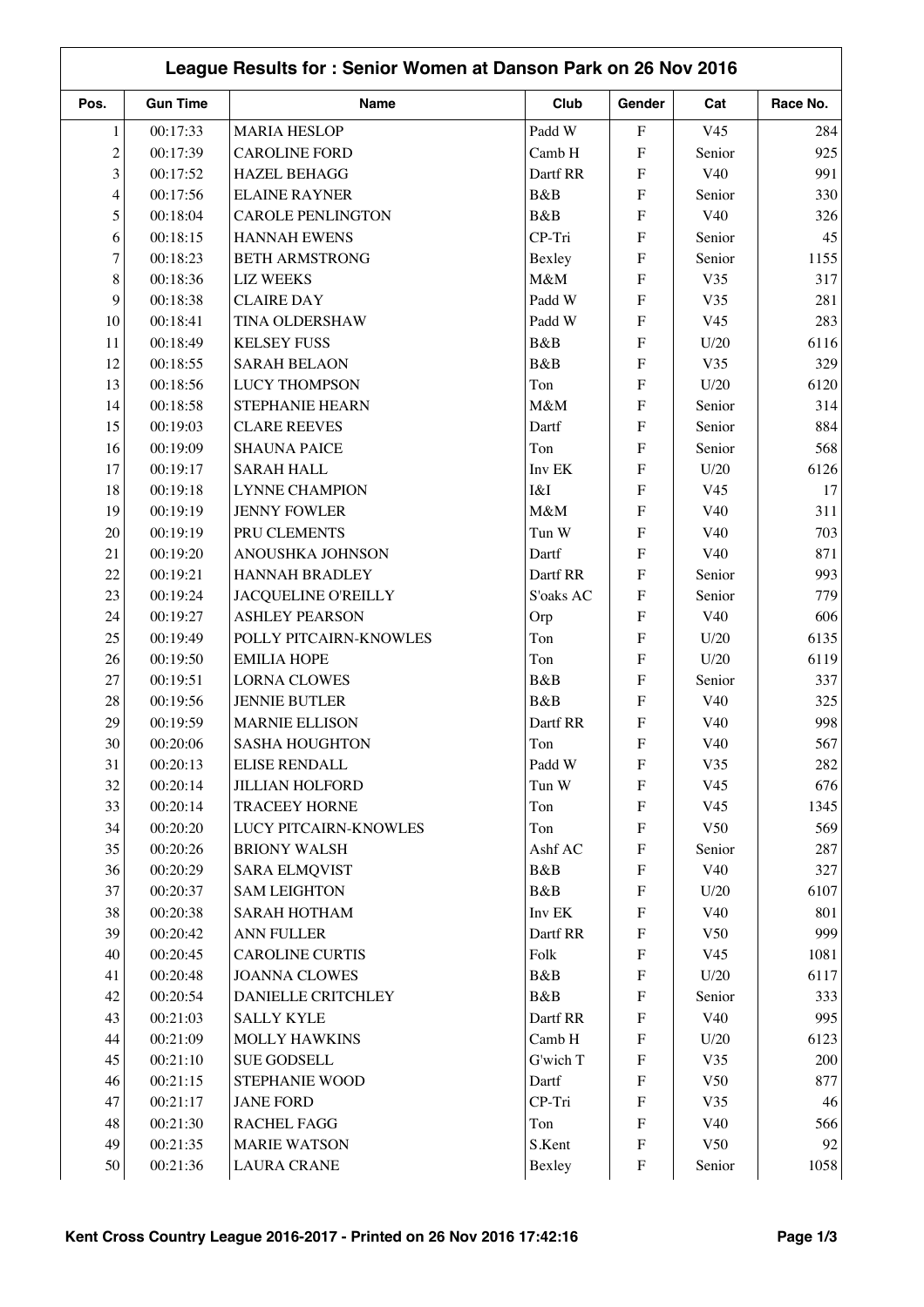## League Results for : Senior Women at Danson Park on 26 Nov 2016

| Pos. | Gun Time | Name | Club | Gender | Cat | Race No. |
|---|---|---|---|---|---|---|
| 1 | 00:17:33 | MARIA HESLOP | Padd W | F | V45 | 284 |
| 2 | 00:17:39 | CAROLINE FORD | Camb H | F | Senior | 925 |
| 3 | 00:17:52 | HAZEL BEHAGG | Dartf RR | F | V40 | 991 |
| 4 | 00:17:56 | ELAINE RAYNER | B&B | F | Senior | 330 |
| 5 | 00:18:04 | CAROLE PENLINGTON | B&B | F | V40 | 326 |
| 6 | 00:18:15 | HANNAH EWENS | CP-Tri | F | Senior | 45 |
| 7 | 00:18:23 | BETH ARMSTRONG | Bexley | F | Senior | 1155 |
| 8 | 00:18:36 | LIZ WEEKS | M&M | F | V35 | 317 |
| 9 | 00:18:38 | CLAIRE DAY | Padd W | F | V35 | 281 |
| 10 | 00:18:41 | TINA OLDERSHAW | Padd W | F | V45 | 283 |
| 11 | 00:18:49 | KELSEY FUSS | B&B | F | U/20 | 6116 |
| 12 | 00:18:55 | SARAH BELAON | B&B | F | V35 | 329 |
| 13 | 00:18:56 | LUCY THOMPSON | Ton | F | U/20 | 6120 |
| 14 | 00:18:58 | STEPHANIE HEARN | M&M | F | Senior | 314 |
| 15 | 00:19:03 | CLARE REEVES | Dartf | F | Senior | 884 |
| 16 | 00:19:09 | SHAUNA PAICE | Ton | F | Senior | 568 |
| 17 | 00:19:17 | SARAH HALL | Inv EK | F | U/20 | 6126 |
| 18 | 00:19:18 | LYNNE CHAMPION | I&I | F | V45 | 17 |
| 19 | 00:19:19 | JENNY FOWLER | M&M | F | V40 | 311 |
| 20 | 00:19:19 | PRU CLEMENTS | Tun W | F | V40 | 703 |
| 21 | 00:19:20 | ANOUSHKA JOHNSON | Dartf | F | V40 | 871 |
| 22 | 00:19:21 | HANNAH BRADLEY | Dartf RR | F | Senior | 993 |
| 23 | 00:19:24 | JACQUELINE O'REILLY | S'oaks AC | F | Senior | 779 |
| 24 | 00:19:27 | ASHLEY PEARSON | Orp | F | V40 | 606 |
| 25 | 00:19:49 | POLLY PITCAIRN-KNOWLES | Ton | F | U/20 | 6135 |
| 26 | 00:19:50 | EMILIA HOPE | Ton | F | U/20 | 6119 |
| 27 | 00:19:51 | LORNA CLOWES | B&B | F | Senior | 337 |
| 28 | 00:19:56 | JENNIE BUTLER | B&B | F | V40 | 325 |
| 29 | 00:19:59 | MARNIE ELLISON | Dartf RR | F | V40 | 998 |
| 30 | 00:20:06 | SASHA HOUGHTON | Ton | F | V40 | 567 |
| 31 | 00:20:13 | ELISE RENDALL | Padd W | F | V35 | 282 |
| 32 | 00:20:14 | JILLIAN HOLFORD | Tun W | F | V45 | 676 |
| 33 | 00:20:14 | TRACEEY HORNE | Ton | F | V45 | 1345 |
| 34 | 00:20:20 | LUCY PITCAIRN-KNOWLES | Ton | F | V50 | 569 |
| 35 | 00:20:26 | BRIONY WALSH | Ashf AC | F | Senior | 287 |
| 36 | 00:20:29 | SARA ELMQVIST | B&B | F | V40 | 327 |
| 37 | 00:20:37 | SAM LEIGHTON | B&B | F | U/20 | 6107 |
| 38 | 00:20:38 | SARAH HOTHAM | Inv EK | F | V40 | 801 |
| 39 | 00:20:42 | ANN FULLER | Dartf RR | F | V50 | 999 |
| 40 | 00:20:45 | CAROLINE CURTIS | Folk | F | V45 | 1081 |
| 41 | 00:20:48 | JOANNA CLOWES | B&B | F | U/20 | 6117 |
| 42 | 00:20:54 | DANIELLE CRITCHLEY | B&B | F | Senior | 333 |
| 43 | 00:21:03 | SALLY KYLE | Dartf RR | F | V40 | 995 |
| 44 | 00:21:09 | MOLLY HAWKINS | Camb H | F | U/20 | 6123 |
| 45 | 00:21:10 | SUE GODSELL | G'wich T | F | V35 | 200 |
| 46 | 00:21:15 | STEPHANIE WOOD | Dartf | F | V50 | 877 |
| 47 | 00:21:17 | JANE FORD | CP-Tri | F | V35 | 46 |
| 48 | 00:21:30 | RACHEL FAGG | Ton | F | V40 | 566 |
| 49 | 00:21:35 | MARIE WATSON | S.Kent | F | V50 | 92 |
| 50 | 00:21:36 | LAURA CRANE | Bexley | F | Senior | 1058 |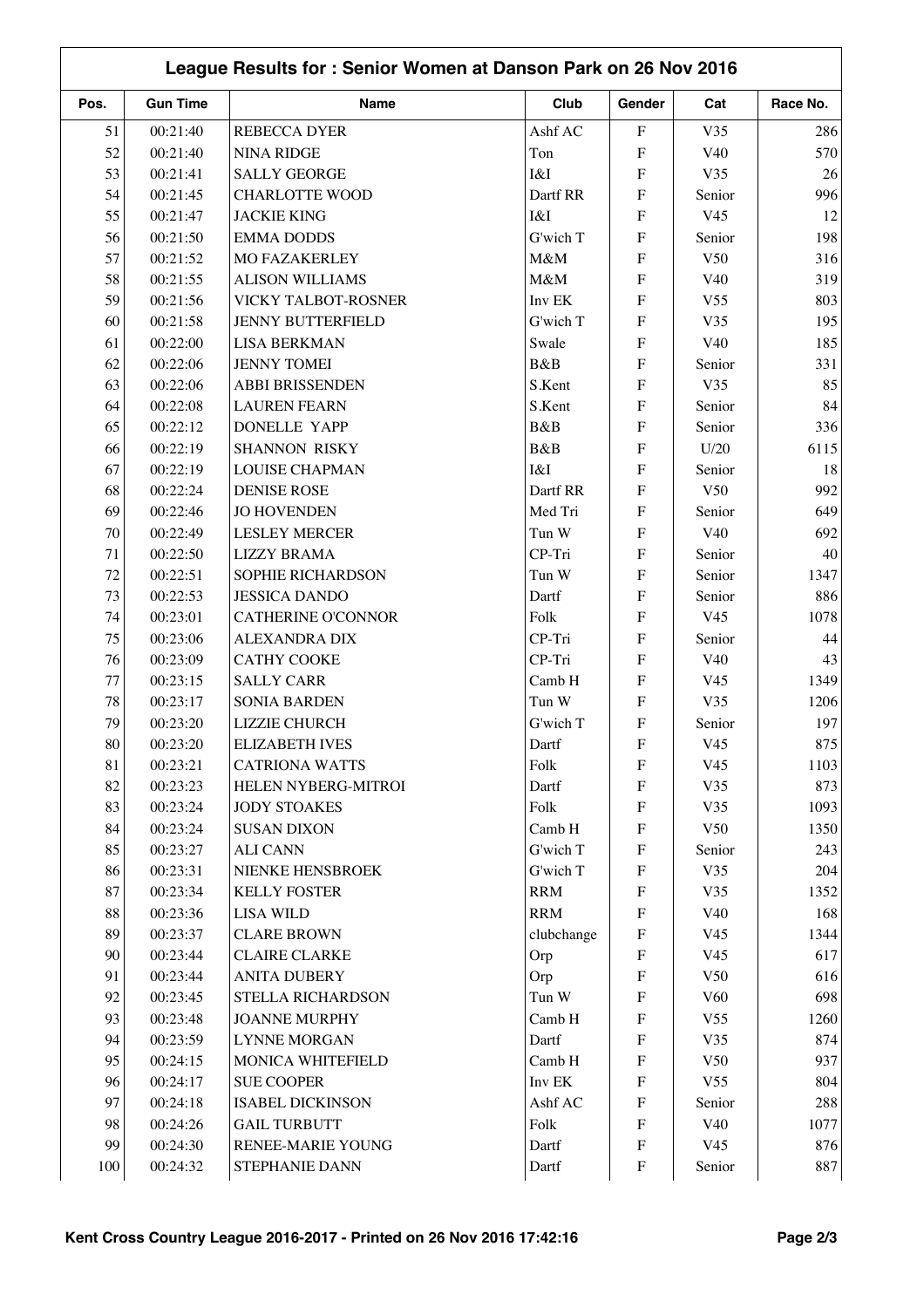## League Results for : Senior Women at Danson Park on 26 Nov 2016

| Pos. | Gun Time | Name | Club | Gender | Cat | Race No. |
|---|---|---|---|---|---|---|
| 51 | 00:21:40 | REBECCA DYER | Ashf AC | F | V35 | 286 |
| 52 | 00:21:40 | NINA RIDGE | Ton | F | V40 | 570 |
| 53 | 00:21:41 | SALLY GEORGE | I&I | F | V35 | 26 |
| 54 | 00:21:45 | CHARLOTTE WOOD | Dartf RR | F | Senior | 996 |
| 55 | 00:21:47 | JACKIE KING | I&I | F | V45 | 12 |
| 56 | 00:21:50 | EMMA DODDS | G'wich T | F | Senior | 198 |
| 57 | 00:21:52 | MO FAZAKERLEY | M&M | F | V50 | 316 |
| 58 | 00:21:55 | ALISON WILLIAMS | M&M | F | V40 | 319 |
| 59 | 00:21:56 | VICKY TALBOT-ROSNER | Inv EK | F | V55 | 803 |
| 60 | 00:21:58 | JENNY BUTTERFIELD | G'wich T | F | V35 | 195 |
| 61 | 00:22:00 | LISA BERKMAN | Swale | F | V40 | 185 |
| 62 | 00:22:06 | JENNY TOMEI | B&B | F | Senior | 331 |
| 63 | 00:22:06 | ABBI BRISSENDEN | S.Kent | F | V35 | 85 |
| 64 | 00:22:08 | LAUREN FEARN | S.Kent | F | Senior | 84 |
| 65 | 00:22:12 | DONELLE YAPP | B&B | F | Senior | 336 |
| 66 | 00:22:19 | SHANNON RISKY | B&B | F | U/20 | 6115 |
| 67 | 00:22:19 | LOUISE CHAPMAN | I&I | F | Senior | 18 |
| 68 | 00:22:24 | DENISE ROSE | Dartf RR | F | V50 | 992 |
| 69 | 00:22:46 | JO HOVENDEN | Med Tri | F | Senior | 649 |
| 70 | 00:22:49 | LESLEY MERCER | Tun W | F | V40 | 692 |
| 71 | 00:22:50 | LIZZY BRAMA | CP-Tri | F | Senior | 40 |
| 72 | 00:22:51 | SOPHIE RICHARDSON | Tun W | F | Senior | 1347 |
| 73 | 00:22:53 | JESSICA DANDO | Dartf | F | Senior | 886 |
| 74 | 00:23:01 | CATHERINE O'CONNOR | Folk | F | V45 | 1078 |
| 75 | 00:23:06 | ALEXANDRA DIX | CP-Tri | F | Senior | 44 |
| 76 | 00:23:09 | CATHY COOKE | CP-Tri | F | V40 | 43 |
| 77 | 00:23:15 | SALLY CARR | Camb H | F | V45 | 1349 |
| 78 | 00:23:17 | SONIA BARDEN | Tun W | F | V35 | 1206 |
| 79 | 00:23:20 | LIZZIE CHURCH | G'wich T | F | Senior | 197 |
| 80 | 00:23:20 | ELIZABETH IVES | Dartf | F | V45 | 875 |
| 81 | 00:23:21 | CATRIONA WATTS | Folk | F | V45 | 1103 |
| 82 | 00:23:23 | HELEN NYBERG-MITROI | Dartf | F | V35 | 873 |
| 83 | 00:23:24 | JODY STOAKES | Folk | F | V35 | 1093 |
| 84 | 00:23:24 | SUSAN DIXON | Camb H | F | V50 | 1350 |
| 85 | 00:23:27 | ALI CANN | G'wich T | F | Senior | 243 |
| 86 | 00:23:31 | NIENKE HENSBROEK | G'wich T | F | V35 | 204 |
| 87 | 00:23:34 | KELLY FOSTER | RRM | F | V35 | 1352 |
| 88 | 00:23:36 | LISA WILD | RRM | F | V40 | 168 |
| 89 | 00:23:37 | CLARE BROWN | clubchange | F | V45 | 1344 |
| 90 | 00:23:44 | CLAIRE CLARKE | Orp | F | V45 | 617 |
| 91 | 00:23:44 | ANITA DUBERY | Orp | F | V50 | 616 |
| 92 | 00:23:45 | STELLA RICHARDSON | Tun W | F | V60 | 698 |
| 93 | 00:23:48 | JOANNE MURPHY | Camb H | F | V55 | 1260 |
| 94 | 00:23:59 | LYNNE MORGAN | Dartf | F | V35 | 874 |
| 95 | 00:24:15 | MONICA WHITEFIELD | Camb H | F | V50 | 937 |
| 96 | 00:24:17 | SUE COOPER | Inv EK | F | V55 | 804 |
| 97 | 00:24:18 | ISABEL DICKINSON | Ashf AC | F | Senior | 288 |
| 98 | 00:24:26 | GAIL TURBUTT | Folk | F | V40 | 1077 |
| 99 | 00:24:30 | RENEE-MARIE YOUNG | Dartf | F | V45 | 876 |
| 100 | 00:24:32 | STEPHANIE DANN | Dartf | F | Senior | 887 |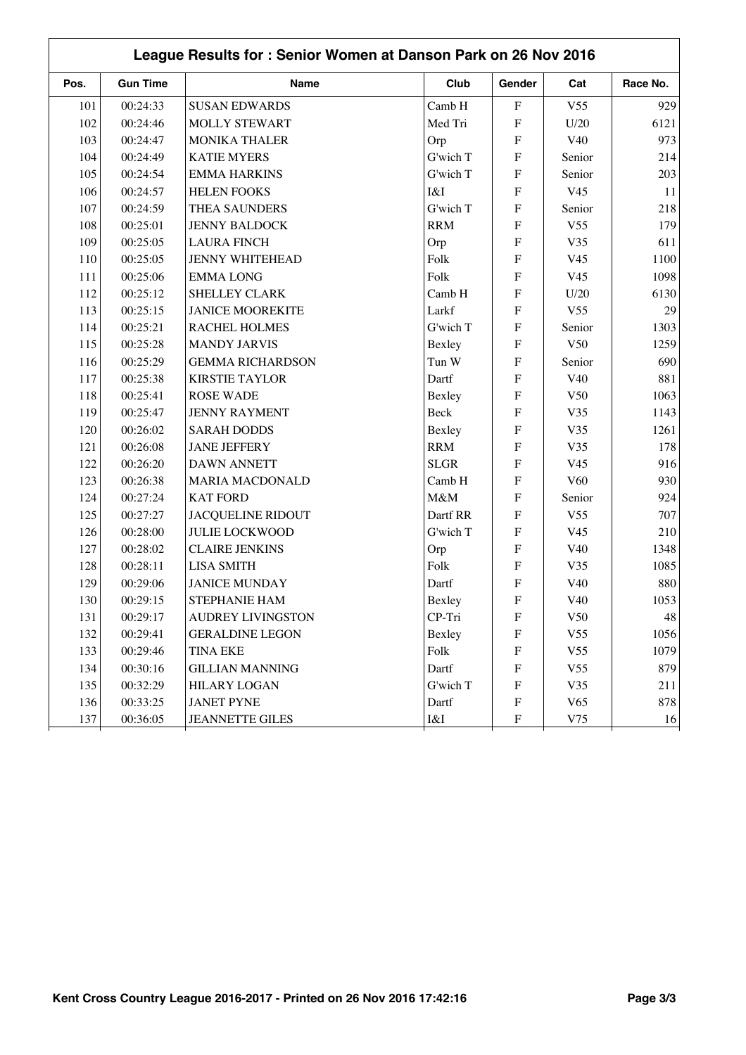## League Results for : Senior Women at Danson Park on 26 Nov 2016

| Pos. | Gun Time | Name | Club | Gender | Cat | Race No. |
|---|---|---|---|---|---|---|
| 101 | 00:24:33 | SUSAN EDWARDS | Camb H | F | V55 | 929 |
| 102 | 00:24:46 | MOLLY STEWART | Med Tri | F | U/20 | 6121 |
| 103 | 00:24:47 | MONIKA THALER | Orp | F | V40 | 973 |
| 104 | 00:24:49 | KATIE MYERS | G'wich T | F | Senior | 214 |
| 105 | 00:24:54 | EMMA HARKINS | G'wich T | F | Senior | 203 |
| 106 | 00:24:57 | HELEN FOOKS | I&I | F | V45 | 11 |
| 107 | 00:24:59 | THEA SAUNDERS | G'wich T | F | Senior | 218 |
| 108 | 00:25:01 | JENNY BALDOCK | RRM | F | V55 | 179 |
| 109 | 00:25:05 | LAURA FINCH | Orp | F | V35 | 611 |
| 110 | 00:25:05 | JENNY WHITEHEAD | Folk | F | V45 | 1100 |
| 111 | 00:25:06 | EMMA LONG | Folk | F | V45 | 1098 |
| 112 | 00:25:12 | SHELLEY CLARK | Camb H | F | U/20 | 6130 |
| 113 | 00:25:15 | JANICE MOOREKITE | Larkf | F | V55 | 29 |
| 114 | 00:25:21 | RACHEL HOLMES | G'wich T | F | Senior | 1303 |
| 115 | 00:25:28 | MANDY JARVIS | Bexley | F | V50 | 1259 |
| 116 | 00:25:29 | GEMMA RICHARDSON | Tun W | F | Senior | 690 |
| 117 | 00:25:38 | KIRSTIE TAYLOR | Dartf | F | V40 | 881 |
| 118 | 00:25:41 | ROSE WADE | Bexley | F | V50 | 1063 |
| 119 | 00:25:47 | JENNY RAYMENT | Beck | F | V35 | 1143 |
| 120 | 00:26:02 | SARAH DODDS | Bexley | F | V35 | 1261 |
| 121 | 00:26:08 | JANE JEFFERY | RRM | F | V35 | 178 |
| 122 | 00:26:20 | DAWN ANNETT | SLGR | F | V45 | 916 |
| 123 | 00:26:38 | MARIA MACDONALD | Camb H | F | V60 | 930 |
| 124 | 00:27:24 | KAT FORD | M&M | F | Senior | 924 |
| 125 | 00:27:27 | JACQUELINE RIDOUT | Dartf RR | F | V55 | 707 |
| 126 | 00:28:00 | JULIE LOCKWOOD | G'wich T | F | V45 | 210 |
| 127 | 00:28:02 | CLAIRE JENKINS | Orp | F | V40 | 1348 |
| 128 | 00:28:11 | LISA SMITH | Folk | F | V35 | 1085 |
| 129 | 00:29:06 | JANICE MUNDAY | Dartf | F | V40 | 880 |
| 130 | 00:29:15 | STEPHANIE HAM | Bexley | F | V40 | 1053 |
| 131 | 00:29:17 | AUDREY LIVINGSTON | CP-Tri | F | V50 | 48 |
| 132 | 00:29:41 | GERALDINE LEGON | Bexley | F | V55 | 1056 |
| 133 | 00:29:46 | TINA EKE | Folk | F | V55 | 1079 |
| 134 | 00:30:16 | GILLIAN MANNING | Dartf | F | V55 | 879 |
| 135 | 00:32:29 | HILARY LOGAN | G'wich T | F | V35 | 211 |
| 136 | 00:33:25 | JANET PYNE | Dartf | F | V65 | 878 |
| 137 | 00:36:05 | JEANNETTE GILES | I&I | F | V75 | 16 |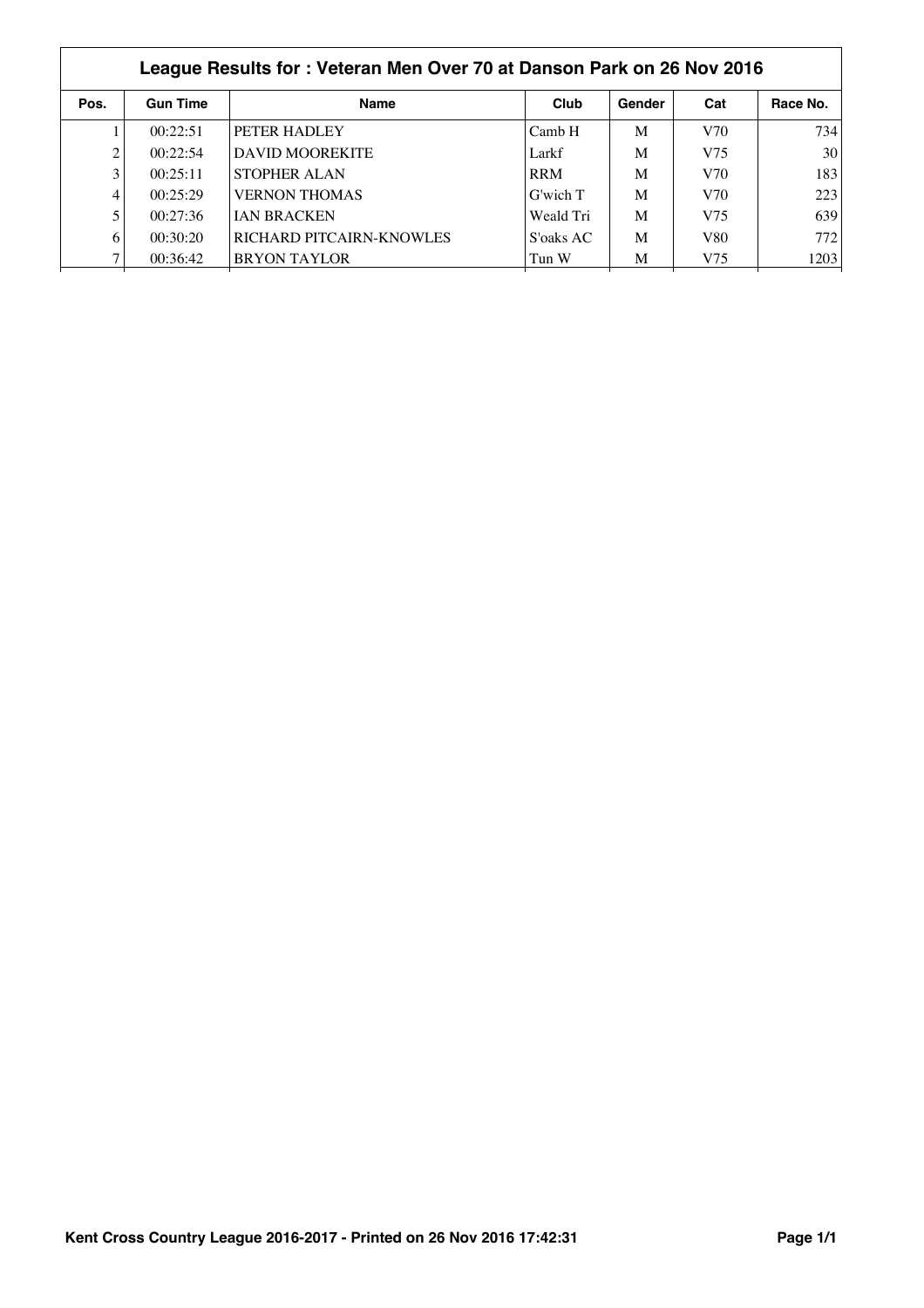## League Results for : Veteran Men Over 70 at Danson Park on 26 Nov 2016

| Pos. | Gun Time | Name | Club | Gender | Cat | Race No. |
|---|---|---|---|---|---|---|
| 1 | 00:22:51 | PETER HADLEY | Camb H | M | V70 | 734 |
| 2 | 00:22:54 | DAVID MOOREKITE | Larkf | M | V75 | 30 |
| 3 | 00:25:11 | STOPHER ALAN | RRM | M | V70 | 183 |
| 4 | 00:25:29 | VERNON THOMAS | G'wich T | M | V70 | 223 |
| 5 | 00:27:36 | IAN BRACKEN | Weald Tri | M | V75 | 639 |
| 6 | 00:30:20 | RICHARD PITCAIRN-KNOWLES | S'oaks AC | M | V80 | 772 |
| 7 | 00:36:42 | BRYON TAYLOR | Tun W | M | V75 | 1203 |

Kent Cross Country League 2016-2017 - Printed on 26 Nov 2016 17:42:31